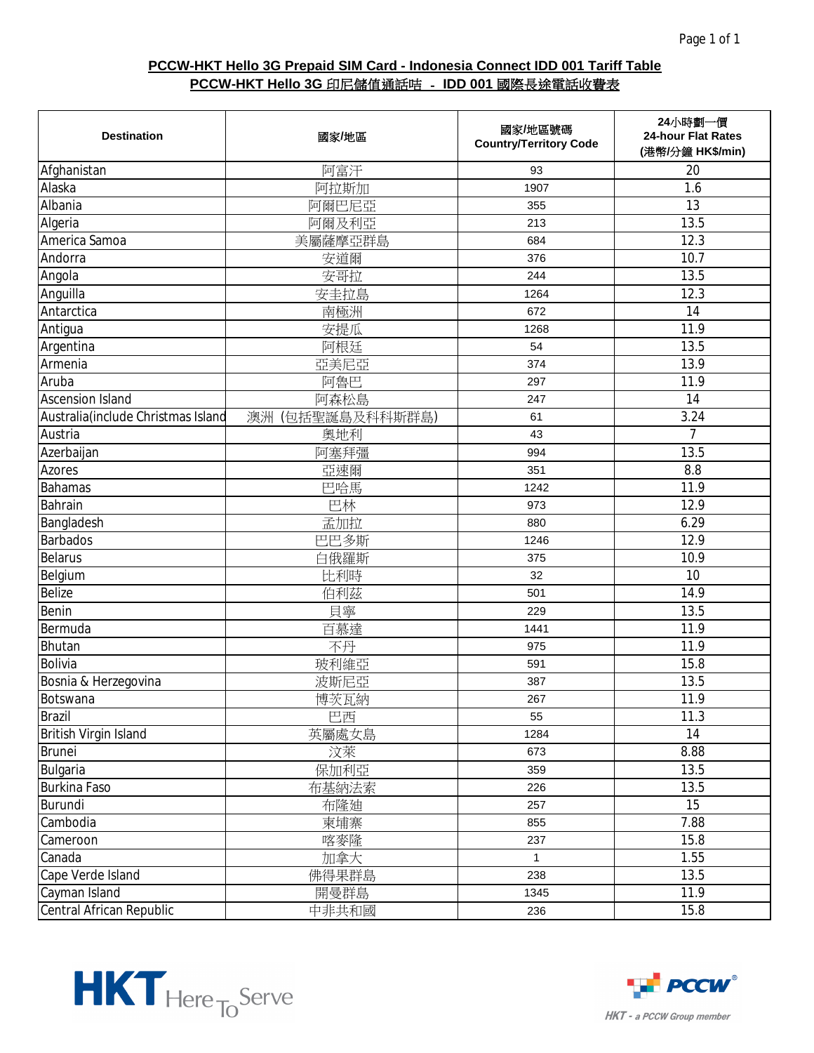**PCCW-HKT Hello 3G Prepaid SIM Card - Indonesia Connect IDD 001 Tariff Table**

**PCCW-HKT Hello 3G 印尼儲值通話咭 - IDD 001 國際長途電話收費表**

| Destination | 國家/地區 | 國家/地區號碼 Country/Territory Code | 24小時劃一價 24-hour Flat Rates (港幣/分鐘 HK$/min) |
|---|---|---|---|
| Afghanistan | 阿富汗 | 93 | 20 |
| Alaska | 阿拉斯加 | 1907 | 1.6 |
| Albania | 阿爾巴尼亞 | 355 | 13 |
| Algeria | 阿爾及利亞 | 213 | 13.5 |
| America Samoa | 美屬薩摩亞群島 | 684 | 12.3 |
| Andorra | 安道爾 | 376 | 10.7 |
| Angola | 安哥拉 | 244 | 13.5 |
| Anguilla | 安圭拉島 | 1264 | 12.3 |
| Antarctica | 南極洲 | 672 | 14 |
| Antigua | 安提瓜 | 1268 | 11.9 |
| Argentina | 阿根廷 | 54 | 13.5 |
| Armenia | 亞美尼亞 | 374 | 13.9 |
| Aruba | 阿魯巴 | 297 | 11.9 |
| Ascension Island | 阿森松島 | 247 | 14 |
| Australia(include Christmas Island | 澳洲 (包括聖誕島及科科斯群島) | 61 | 3.24 |
| Austria | 奧地利 | 43 | 7 |
| Azerbaijan | 阿塞拜彊 | 994 | 13.5 |
| Azores | 亞速爾 | 351 | 8.8 |
| Bahamas | 巴哈馬 | 1242 | 11.9 |
| Bahrain | 巴林 | 973 | 12.9 |
| Bangladesh | 孟加拉 | 880 | 6.29 |
| Barbados | 巴巴多斯 | 1246 | 12.9 |
| Belarus | 白俄羅斯 | 375 | 10.9 |
| Belgium | 比利時 | 32 | 10 |
| Belize | 伯利玆 | 501 | 14.9 |
| Benin | 貝寧 | 229 | 13.5 |
| Bermuda | 百慕達 | 1441 | 11.9 |
| Bhutan | 不丹 | 975 | 11.9 |
| Bolivia | 玻利維亞 | 591 | 15.8 |
| Bosnia & Herzegovina | 波斯尼亞 | 387 | 13.5 |
| Botswana | 博茨瓦納 | 267 | 11.9 |
| Brazil | 巴西 | 55 | 11.3 |
| British Virgin Island | 英屬處女島 | 1284 | 14 |
| Brunei | 汶萊 | 673 | 8.88 |
| Bulgaria | 保加利亞 | 359 | 13.5 |
| Burkina Faso | 布基納法索 | 226 | 13.5 |
| Burundi | 布隆迪 | 257 | 15 |
| Cambodia | 柬埔寨 | 855 | 7.88 |
| Cameroon | 喀麥隆 | 237 | 15.8 |
| Canada | 加拿大 | 1 | 1.55 |
| Cape Verde Island | 佛得果群島 | 238 | 13.5 |
| Cayman Island | 開曼群島 | 1345 | 11.9 |
| Central African Republic | 中非共和國 | 236 | 15.8 |

HKT Here To Serve

PCCW HKT - a PCCW Group member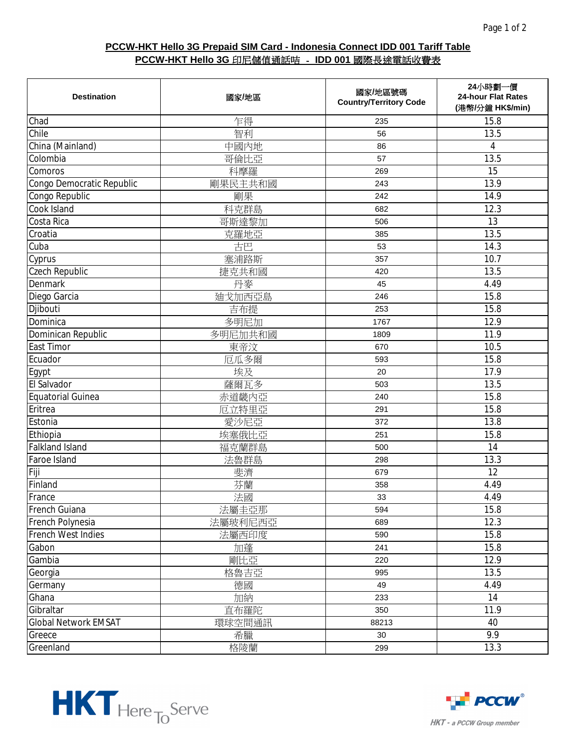**PCCW-HKT Hello 3G Prepaid SIM Card - Indonesia Connect IDD 001 Tariff Table**

**PCCW-HKT Hello 3G 印尼儲值通話咭 - IDD 001 國際長途電話收費表**

| Destination | 國家/地區 | 國家/地區號碼 Country/Territory Code | 24小時劃一價 24-hour Flat Rates (港幣/分鐘 HK$/min) |
|---|---|---|---|
| Chad | 乍得 | 235 | 15.8 |
| Chile | 智利 | 56 | 13.5 |
| China (Mainland) | 中國內地 | 86 | 4 |
| Colombia | 哥倫比亞 | 57 | 13.5 |
| Comoros | 科摩羅 | 269 | 15 |
| Congo Democratic Republic | 剛果民主共和國 | 243 | 13.9 |
| Congo Republic | 剛果 | 242 | 14.9 |
| Cook Island | 科克群島 | 682 | 12.3 |
| Costa Rica | 哥斯達黎加 | 506 | 13 |
| Croatia | 克羅地亞 | 385 | 13.5 |
| Cuba | 古巴 | 53 | 14.3 |
| Cyprus | 塞浦路斯 | 357 | 10.7 |
| Czech Republic | 捷克共和國 | 420 | 13.5 |
| Denmark | 丹麥 | 45 | 4.49 |
| Diego Garcia | 迪戈加西亞島 | 246 | 15.8 |
| Djibouti | 吉布提 | 253 | 15.8 |
| Dominica | 多明尼加 | 1767 | 12.9 |
| Dominican Republic | 多明尼加共和國 | 1809 | 11.9 |
| East Timor | 東帝汶 | 670 | 10.5 |
| Ecuador | 厄瓜多爾 | 593 | 15.8 |
| Egypt | 埃及 | 20 | 17.9 |
| El Salvador | 薩爾瓦多 | 503 | 13.5 |
| Equatorial Guinea | 赤道畿內亞 | 240 | 15.8 |
| Eritrea | 厄立特里亞 | 291 | 15.8 |
| Estonia | 愛沙尼亞 | 372 | 13.8 |
| Ethiopia | 埃塞俄比亞 | 251 | 15.8 |
| Falkland Island | 福克蘭群島 | 500 | 14 |
| Faroe Island | 法魯群島 | 298 | 13.3 |
| Fiji | 斐濟 | 679 | 12 |
| Finland | 芬蘭 | 358 | 4.49 |
| France | 法國 | 33 | 4.49 |
| French Guiana | 法屬圭亞那 | 594 | 15.8 |
| French Polynesia | 法屬玻利尼西亞 | 689 | 12.3 |
| French West Indies | 法屬西印度 | 590 | 15.8 |
| Gabon | 加蓬 | 241 | 15.8 |
| Gambia | 剛比亞 | 220 | 12.9 |
| Georgia | 格魯吉亞 | 995 | 13.5 |
| Germany | 德國 | 49 | 4.49 |
| Ghana | 加納 | 233 | 14 |
| Gibraltar | 直布羅陀 | 350 | 11.9 |
| Global Network EMSAT | 環球空間通訊 | 88213 | 40 |
| Greece | 希臘 | 30 | 9.9 |
| Greenland | 格陵蘭 | 299 | 13.3 |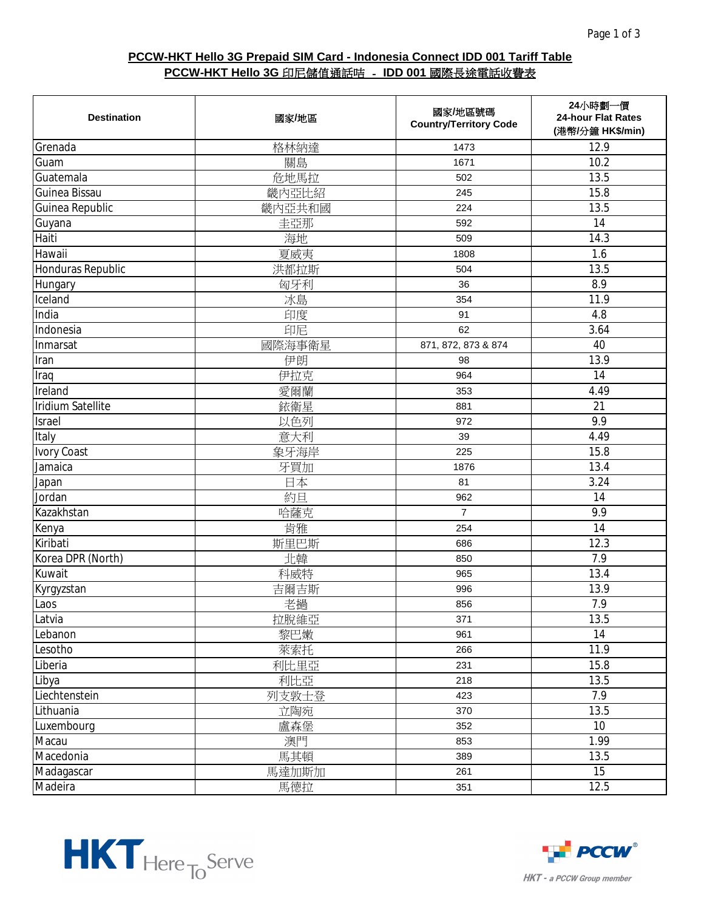**PCCW-HKT Hello 3G Prepaid SIM Card - Indonesia Connect IDD 001 Tariff Table**
**PCCW-HKT Hello 3G 印尼儲值通話咭 - IDD 001 國際長途電話收費表**

| Destination | 國家/地區 | 國家/地區號碼 Country/Territory Code | 24小時劃一價 24-hour Flat Rates (港幣/分鐘 HK$/min) |
|---|---|---|---|
| Grenada | 格林納達 | 1473 | 12.9 |
| Guam | 關島 | 1671 | 10.2 |
| Guatemala | 危地馬拉 | 502 | 13.5 |
| Guinea Bissau | 幾內亞比紹 | 245 | 15.8 |
| Guinea Republic | 幾內亞共和國 | 224 | 13.5 |
| Guyana | 圭亞那 | 592 | 14 |
| Haiti | 海地 | 509 | 14.3 |
| Hawaii | 夏威夷 | 1808 | 1.6 |
| Honduras Republic | 洪都拉斯 | 504 | 13.5 |
| Hungary | 匈牙利 | 36 | 8.9 |
| Iceland | 冰島 | 354 | 11.9 |
| India | 印度 | 91 | 4.8 |
| Indonesia | 印尼 | 62 | 3.64 |
| Inmarsat | 國際海事衛星 | 871, 872, 873 & 874 | 40 |
| Iran | 伊朗 | 98 | 13.9 |
| Iraq | 伊拉克 | 964 | 14 |
| Ireland | 愛爾蘭 | 353 | 4.49 |
| Iridium Satellite | 銥衛星 | 881 | 21 |
| Israel | 以色列 | 972 | 9.9 |
| Italy | 意大利 | 39 | 4.49 |
| Ivory Coast | 象牙海岸 | 225 | 15.8 |
| Jamaica | 牙買加 | 1876 | 13.4 |
| Japan | 日本 | 81 | 3.24 |
| Jordan | 約旦 | 962 | 14 |
| Kazakhstan | 哈薩克 | 7 | 9.9 |
| Kenya | 肯雅 | 254 | 14 |
| Kiribati | 斯里巴斯 | 686 | 12.3 |
| Korea DPR (North) | 北韓 | 850 | 7.9 |
| Kuwait | 科威特 | 965 | 13.4 |
| Kyrgyzstan | 吉爾吉斯 | 996 | 13.9 |
| Laos | 老撾 | 856 | 7.9 |
| Latvia | 拉脫維亞 | 371 | 13.5 |
| Lebanon | 黎巴嫩 | 961 | 14 |
| Lesotho | 萊索托 | 266 | 11.9 |
| Liberia | 利比里亞 | 231 | 15.8 |
| Libya | 利比亞 | 218 | 13.5 |
| Liechtenstein | 列支敦士登 | 423 | 7.9 |
| Lithuania | 立陶宛 | 370 | 13.5 |
| Luxembourg | 盧森堡 | 352 | 10 |
| Macau | 澳門 | 853 | 1.99 |
| Macedonia | 馬其頓 | 389 | 13.5 |
| Madagascar | 馬達加斯加 | 261 | 15 |
| Madeira | 馬德拉 | 351 | 12.5 |

HKT Here To Serve

PCCW
HKT - a PCCW Group member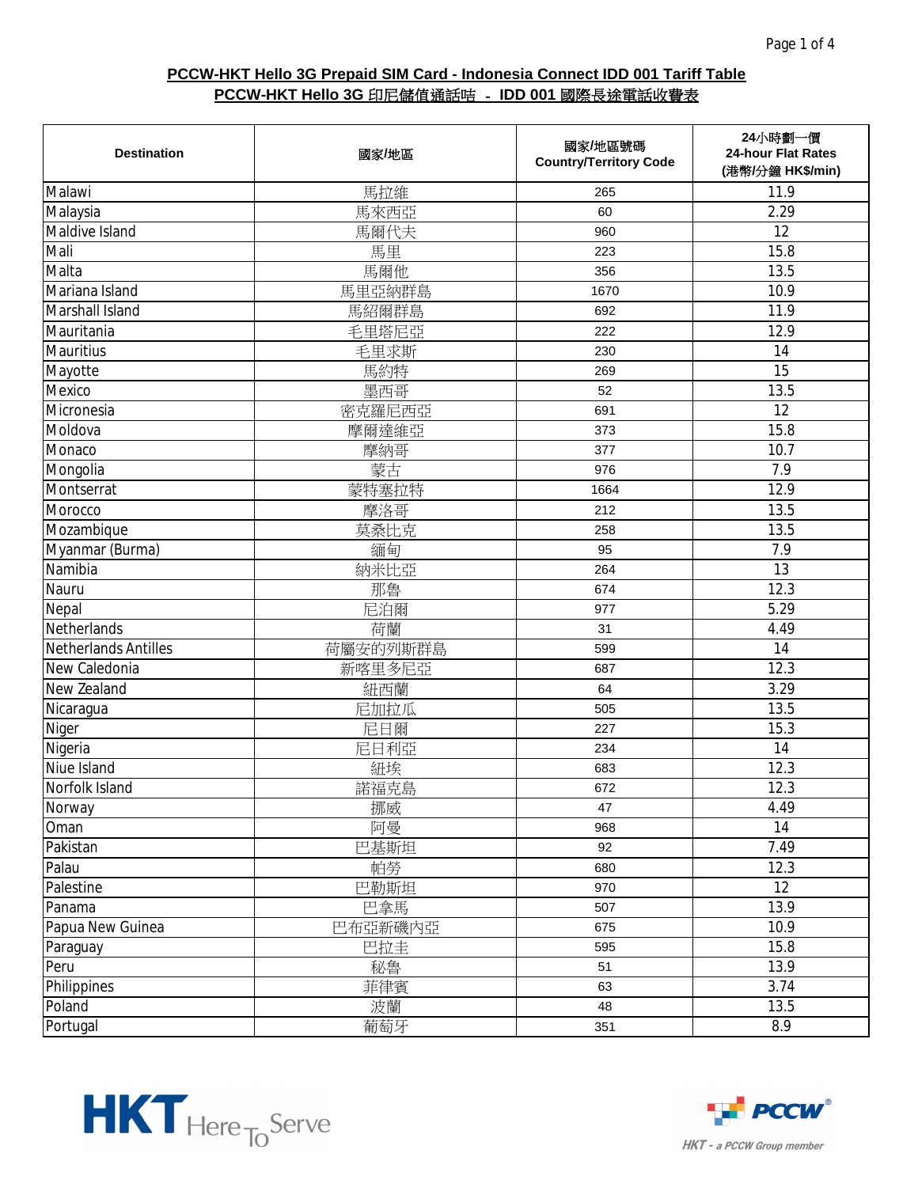**PCCW-HKT Hello 3G Prepaid SIM Card - Indonesia Connect IDD 001 Tariff Table**

**PCCW-HKT Hello 3G 印尼儲值通話咭 - IDD 001 國際長途電話收費表**

| Destination | 國家/地區 | 國家/地區號碼 Country/Territory Code | 24小時劃一價 24-hour Flat Rates (港幣/分鐘 HK$/min) |
|---|---|---|---|
| Malawi | 馬拉維 | 265 | 11.9 |
| Malaysia | 馬來西亞 | 60 | 2.29 |
| Maldive Island | 馬爾代夫 | 960 | 12 |
| Mali | 馬里 | 223 | 15.8 |
| Malta | 馬爾他 | 356 | 13.5 |
| Mariana Island | 馬里亞納群島 | 1670 | 10.9 |
| Marshall Island | 馬紹爾群島 | 692 | 11.9 |
| Mauritania | 毛里塔尼亞 | 222 | 12.9 |
| Mauritius | 毛里求斯 | 230 | 14 |
| Mayotte | 馬約特 | 269 | 15 |
| Mexico | 墨西哥 | 52 | 13.5 |
| Micronesia | 密克羅尼西亞 | 691 | 12 |
| Moldova | 摩爾達維亞 | 373 | 15.8 |
| Monaco | 摩納哥 | 377 | 10.7 |
| Mongolia | 蒙古 | 976 | 7.9 |
| Montserrat | 蒙特塞拉特 | 1664 | 12.9 |
| Morocco | 摩洛哥 | 212 | 13.5 |
| Mozambique | 莫桑比克 | 258 | 13.5 |
| Myanmar (Burma) | 緬甸 | 95 | 7.9 |
| Namibia | 納米比亞 | 264 | 13 |
| Nauru | 那魯 | 674 | 12.3 |
| Nepal | 尼泊爾 | 977 | 5.29 |
| Netherlands | 荷蘭 | 31 | 4.49 |
| Netherlands Antilles | 荷屬安的列斯群島 | 599 | 14 |
| New Caledonia | 新喀里多尼亞 | 687 | 12.3 |
| New Zealand | 紐西蘭 | 64 | 3.29 |
| Nicaragua | 尼加拉瓜 | 505 | 13.5 |
| Niger | 尼日爾 | 227 | 15.3 |
| Nigeria | 尼日利亞 | 234 | 14 |
| Niue Island | 紐埃 | 683 | 12.3 |
| Norfolk Island | 諾福克島 | 672 | 12.3 |
| Norway | 挪威 | 47 | 4.49 |
| Oman | 阿曼 | 968 | 14 |
| Pakistan | 巴基斯坦 | 92 | 7.49 |
| Palau | 帕勞 | 680 | 12.3 |
| Palestine | 巴勒斯坦 | 970 | 12 |
| Panama | 巴拿馬 | 507 | 13.9 |
| Papua New Guinea | 巴布亞新磯內亞 | 675 | 10.9 |
| Paraguay | 巴拉圭 | 595 | 15.8 |
| Peru | 秘魯 | 51 | 13.9 |
| Philippines | 菲律賓 | 63 | 3.74 |
| Poland | 波蘭 | 48 | 13.5 |
| Portugal | 葡萄牙 | 351 | 8.9 |

HKT Here To Serve

PCCW HKT - a PCCW Group member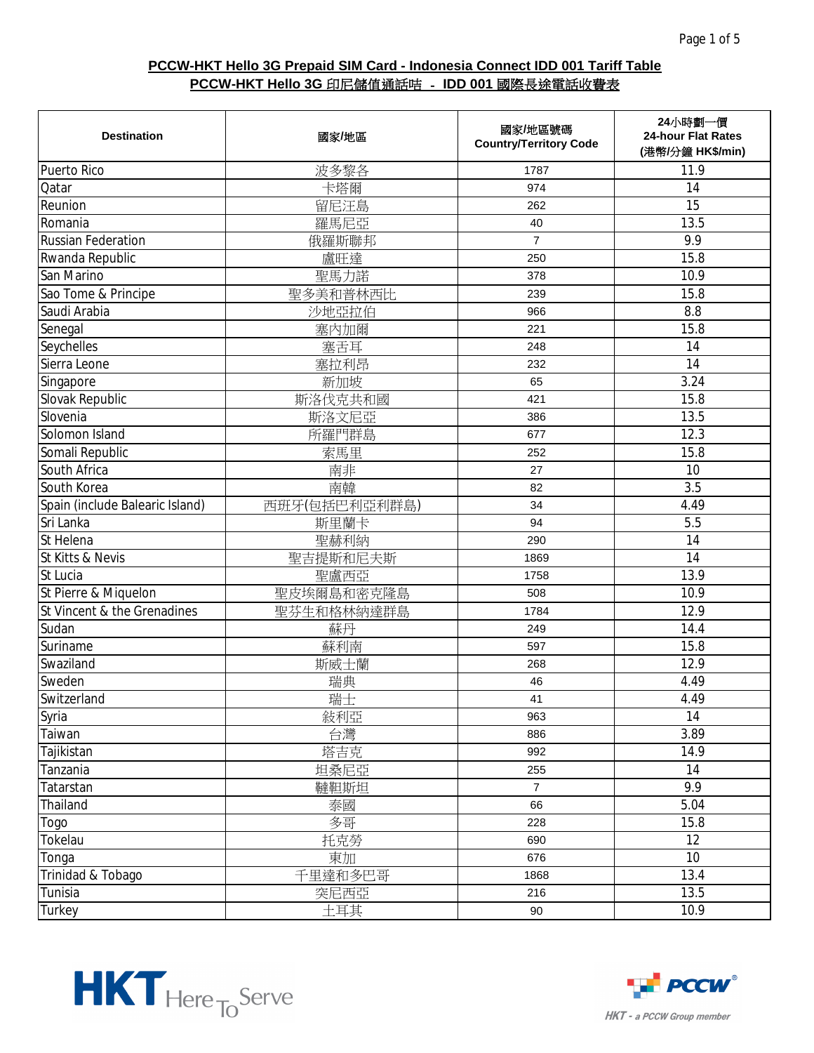**PCCW-HKT Hello 3G Prepaid SIM Card - Indonesia Connect IDD 001 Tariff Table**

**PCCW-HKT Hello 3G 印尼儲值通話咭 - IDD 001 國際長途電話收費表**

| Destination | 國家/地區 | 國家/地區號碼 Country/Territory Code | 24小時劃一價 24-hour Flat Rates (港幣/分鐘 HK$/min) |
|---|---|---|---|
| Puerto Rico | 波多黎各 | 1787 | 11.9 |
| Qatar | 卡塔爾 | 974 | 14 |
| Reunion | 留尼汪島 | 262 | 15 |
| Romania | 羅馬尼亞 | 40 | 13.5 |
| Russian Federation | 俄羅斯聯邦 | 7 | 9.9 |
| Rwanda Republic | 盧旺達 | 250 | 15.8 |
| San Marino | 聖馬力諾 | 378 | 10.9 |
| Sao Tome & Principe | 聖多美和普林西比 | 239 | 15.8 |
| Saudi Arabia | 沙地亞拉伯 | 966 | 8.8 |
| Senegal | 塞內加爾 | 221 | 15.8 |
| Seychelles | 塞舌耳 | 248 | 14 |
| Sierra Leone | 塞拉利昂 | 232 | 14 |
| Singapore | 新加坡 | 65 | 3.24 |
| Slovak Republic | 斯洛伐克共和國 | 421 | 15.8 |
| Slovenia | 斯洛文尼亞 | 386 | 13.5 |
| Solomon Island | 所羅門群島 | 677 | 12.3 |
| Somali Republic | 索馬里 | 252 | 15.8 |
| South Africa | 南非 | 27 | 10 |
| South Korea | 南韓 | 82 | 3.5 |
| Spain (include Balearic Island) | 西班牙(包括巴利亞利群島) | 34 | 4.49 |
| Sri Lanka | 斯里蘭卡 | 94 | 5.5 |
| St Helena | 聖赫利納 | 290 | 14 |
| St Kitts & Nevis | 聖吉提斯和尼夫斯 | 1869 | 14 |
| St Lucia | 聖盧西亞 | 1758 | 13.9 |
| St Pierre & Miquelon | 聖皮埃爾島和密克隆島 | 508 | 10.9 |
| St Vincent & the Grenadines | 聖芬生和格林納達群島 | 1784 | 12.9 |
| Sudan | 蘇丹 | 249 | 14.4 |
| Suriname | 蘇利南 | 597 | 15.8 |
| Swaziland | 斯威士蘭 | 268 | 12.9 |
| Sweden | 瑞典 | 46 | 4.49 |
| Switzerland | 瑞士 | 41 | 4.49 |
| Syria | 敍利亞 | 963 | 14 |
| Taiwan | 台灣 | 886 | 3.89 |
| Tajikistan | 塔吉克 | 992 | 14.9 |
| Tanzania | 坦桑尼亞 | 255 | 14 |
| Tatarstan | 韃靼斯坦 | 7 | 9.9 |
| Thailand | 泰國 | 66 | 5.04 |
| Togo | 多哥 | 228 | 15.8 |
| Tokelau | 托克勞 | 690 | 12 |
| Tonga | 東加 | 676 | 10 |
| Trinidad & Tobago | 千里達和多巴哥 | 1868 | 13.4 |
| Tunisia | 突尼西亞 | 216 | 13.5 |
| Turkey | 土耳其 | 90 | 10.9 |

HKT Here To Serve

PCCW

HKT - a PCCW Group member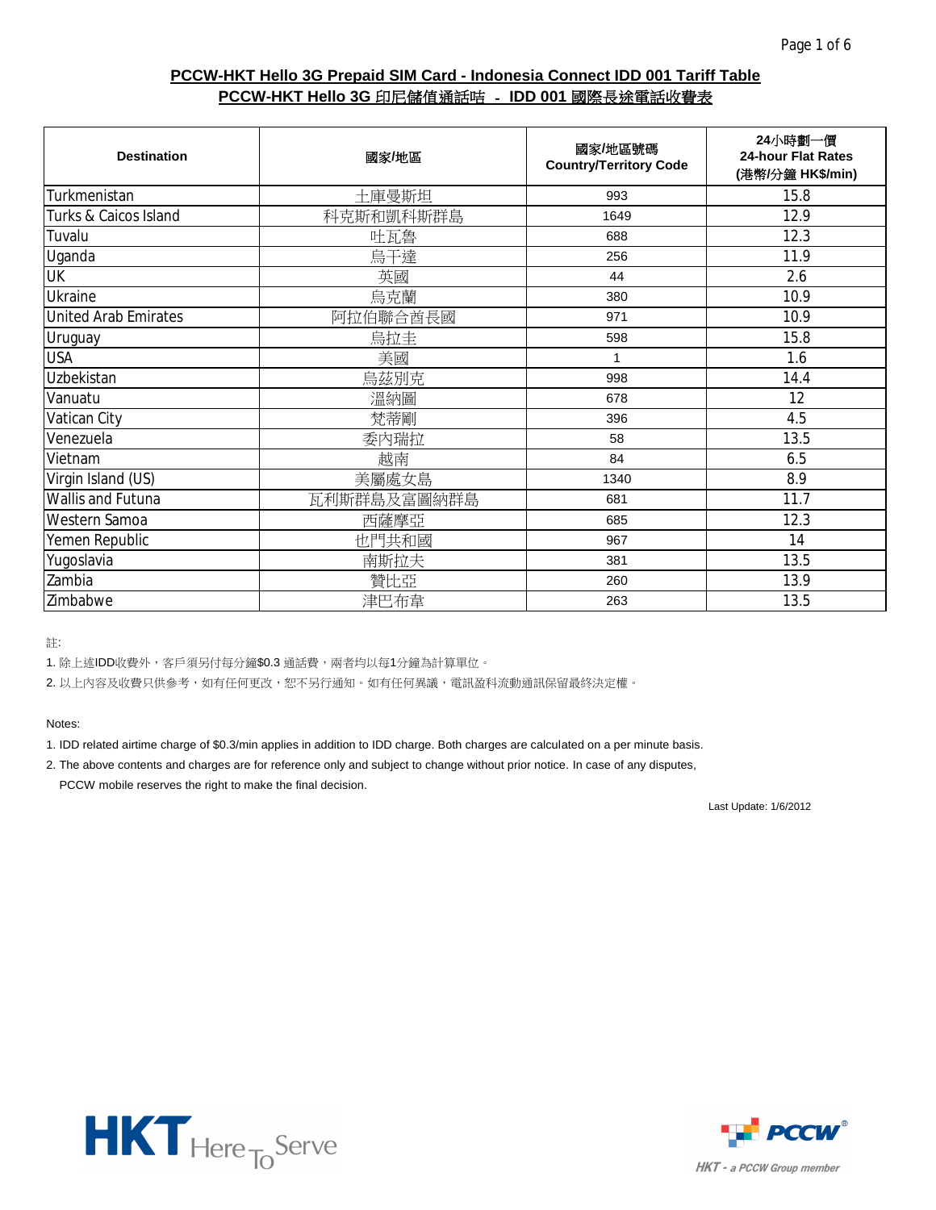**PCCW-HKT Hello 3G Prepaid SIM Card - Indonesia Connect IDD 001 Tariff Table**
**PCCW-HKT Hello 3G 印尼儲值通話咭 - IDD 001 國際長途電話收費表**

| Destination | 國家/地區 | 國家/地區號碼 Country/Territory Code | 24小時劃一價 24-hour Flat Rates (港幣/分鐘 HK$/min) |
|---|---|---|---|
| Turkmenistan | 土庫曼斯坦 | 993 | 15.8 |
| Turks & Caicos Island | 科克斯和凱科斯群島 | 1649 | 12.9 |
| Tuvalu | 吐瓦魯 | 688 | 12.3 |
| Uganda | 烏干達 | 256 | 11.9 |
| UK | 英國 | 44 | 2.6 |
| Ukraine | 烏克蘭 | 380 | 10.9 |
| United Arab Emirates | 阿拉伯聯合酋長國 | 971 | 10.9 |
| Uruguay | 烏拉圭 | 598 | 15.8 |
| USA | 美國 | 1 | 1.6 |
| Uzbekistan | 烏茲別克 | 998 | 14.4 |
| Vanuatu | 溫納圖 | 678 | 12 |
| Vatican City | 梵蒂剛 | 396 | 4.5 |
| Venezuela | 委內瑞拉 | 58 | 13.5 |
| Vietnam | 越南 | 84 | 6.5 |
| Virgin Island (US) | 美屬處女島 | 1340 | 8.9 |
| Wallis and Futuna | 瓦利斯群島及富圖納群島 | 681 | 11.7 |
| Western Samoa | 西薩摩亞 | 685 | 12.3 |
| Yemen Republic | 也門共和國 | 967 | 14 |
| Yugoslavia | 南斯拉夫 | 381 | 13.5 |
| Zambia | 贊比亞 | 260 | 13.9 |
| Zimbabwe | 津巴布韋 | 263 | 13.5 |

註:

1. 除上述IDD收費外，客戶須另付每分鐘$0.3 通話費，兩者均以每1分鐘為計算單位。
2. 以上內容及收費只供參考，如有任何更改，恕不另行通知。如有任何異議，電訊盈科流動通訊保留最終決定權。

Notes:

1. IDD related airtime charge of $0.3/min applies in addition to IDD charge. Both charges are calculated on a per minute basis.
2. The above contents and charges are for reference only and subject to change without prior notice. In case of any disputes, PCCW mobile reserves the right to make the final decision.

Last Update: 1/6/2012

HKT Here To Serve

PCCW® HKT - a PCCW Group member